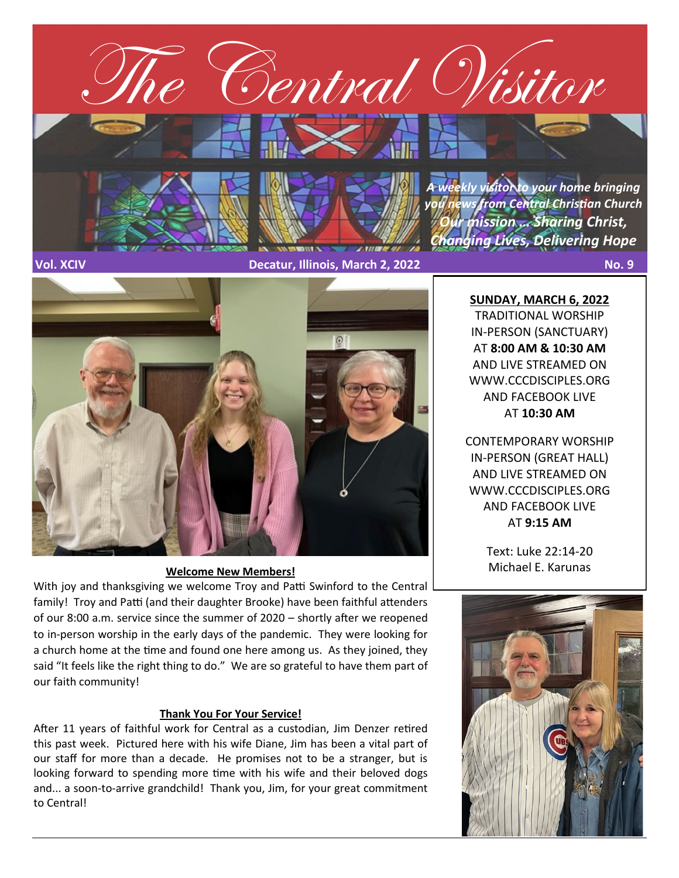# The Central Visitor

*A weekly visitor to your home bringing you news from Central Christian Church*

***Our mission … Sharing Christ, Changing Lives, Delivering Hope***

**Vol. XCIV** **Decatur, Illinois, March 2, 2022** **No. 9**

**SUNDAY, MARCH 6, 2022**

TRADITIONAL WORSHIP
IN-PERSON (SANCTUARY)
AT **8:00 AM & 10:30 AM**
AND LIVE STREAMED ON
WWW.CCCDISCIPLES.ORG
AND FACEBOOK LIVE
AT **10:30 AM**

CONTEMPORARY WORSHIP
IN-PERSON (GREAT HALL)
AND LIVE STREAMED ON
WWW.CCCDISCIPLES.ORG
AND FACEBOOK LIVE
AT **9:15 AM**

Text: Luke 22:14-20
Michael E. Karunas

## Welcome New Members!

With joy and thanksgiving we welcome Troy and Patti Swinford to the Central family! Troy and Patti (and their daughter Brooke) have been faithful attenders of our 8:00 a.m. service since the summer of 2020 – shortly after we reopened to in-person worship in the early days of the pandemic. They were looking for a church home at the time and found one here among us. As they joined, they said "It feels like the right thing to do." We are so grateful to have them part of our faith community!

## Thank You For Your Service!

After 11 years of faithful work for Central as a custodian, Jim Denzer retired this past week. Pictured here with his wife Diane, Jim has been a vital part of our staff for more than a decade. He promises not to be a stranger, but is looking forward to spending more time with his wife and their beloved dogs and... a soon-to-arrive grandchild! Thank you, Jim, for your great commitment to Central!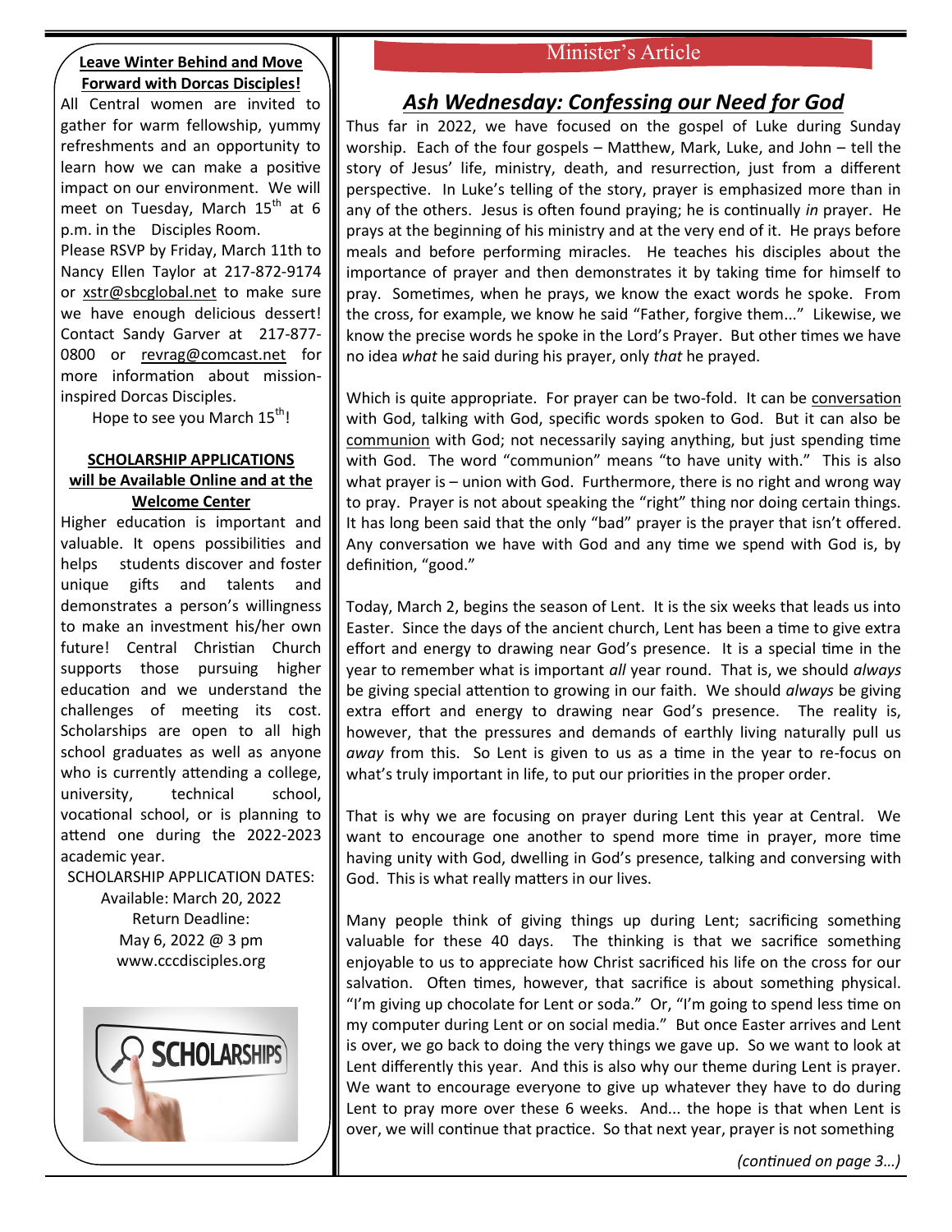**Leave Winter Behind and Move Forward with Dorcas Disciples!**

All Central women are invited to gather for warm fellowship, yummy refreshments and an opportunity to learn how we can make a positive impact on our environment. We will meet on Tuesday, March 15th at 6 p.m. in the Disciples Room.

Please RSVP by Friday, March 11th to Nancy Ellen Taylor at 217-872-9174 or xstr@sbcglobal.net to make sure we have enough delicious dessert! Contact Sandy Garver at 217-877-0800 or revrag@comcast.net for more information about mission-inspired Dorcas Disciples.

Hope to see you March 15th!

**SCHOLARSHIP APPLICATIONS will be Available Online and at the Welcome Center**

Higher education is important and valuable. It opens possibilities and helps students discover and foster unique gifts and talents and demonstrates a person's willingness to make an investment his/her own future! Central Christian Church supports those pursuing higher education and we understand the challenges of meeting its cost. Scholarships are open to all high school graduates as well as anyone who is currently attending a college, university, technical school, vocational school, or is planning to attend one during the 2022-2023 academic year.

SCHOLARSHIP APPLICATION DATES:
Available: March 20, 2022
Return Deadline:
May 6, 2022 @ 3 pm
www.cccdisciples.org

## Minister's Article

### *Ash Wednesday: Confessing our Need for God*

Thus far in 2022, we have focused on the gospel of Luke during Sunday worship. Each of the four gospels – Matthew, Mark, Luke, and John – tell the story of Jesus' life, ministry, death, and resurrection, just from a different perspective. In Luke's telling of the story, prayer is emphasized more than in any of the others. Jesus is often found praying; he is continually *in* prayer. He prays at the beginning of his ministry and at the very end of it. He prays before meals and before performing miracles. He teaches his disciples about the importance of prayer and then demonstrates it by taking time for himself to pray. Sometimes, when he prays, we know the exact words he spoke. From the cross, for example, we know he said "Father, forgive them..." Likewise, we know the precise words he spoke in the Lord's Prayer. But other times we have no idea *what* he said during his prayer, only *that* he prayed.

Which is quite appropriate. For prayer can be two-fold. It can be conversation with God, talking with God, specific words spoken to God. But it can also be communion with God; not necessarily saying anything, but just spending time with God. The word "communion" means "to have unity with." This is also what prayer is – union with God. Furthermore, there is no right and wrong way to pray. Prayer is not about speaking the "right" thing nor doing certain things. It has long been said that the only "bad" prayer is the prayer that isn't offered. Any conversation we have with God and any time we spend with God is, by definition, "good."

Today, March 2, begins the season of Lent. It is the six weeks that leads us into Easter. Since the days of the ancient church, Lent has been a time to give extra effort and energy to drawing near God's presence. It is a special time in the year to remember what is important *all* year round. That is, we should *always* be giving special attention to growing in our faith. We should *always* be giving extra effort and energy to drawing near God's presence. The reality is, however, that the pressures and demands of earthly living naturally pull us *away* from this. So Lent is given to us as a time in the year to re-focus on what's truly important in life, to put our priorities in the proper order.

That is why we are focusing on prayer during Lent this year at Central. We want to encourage one another to spend more time in prayer, more time having unity with God, dwelling in God's presence, talking and conversing with God. This is what really matters in our lives.

Many people think of giving things up during Lent; sacrificing something valuable for these 40 days. The thinking is that we sacrifice something enjoyable to us to appreciate how Christ sacrificed his life on the cross for our salvation. Often times, however, that sacrifice is about something physical. "I'm giving up chocolate for Lent or soda." Or, "I'm going to spend less time on my computer during Lent or on social media." But once Easter arrives and Lent is over, we go back to doing the very things we gave up. So we want to look at Lent differently this year. And this is also why our theme during Lent is prayer. We want to encourage everyone to give up whatever they have to do during Lent to pray more over these 6 weeks. And... the hope is that when Lent is over, we will continue that practice. So that next year, prayer is not something

*(continued on page 3…)*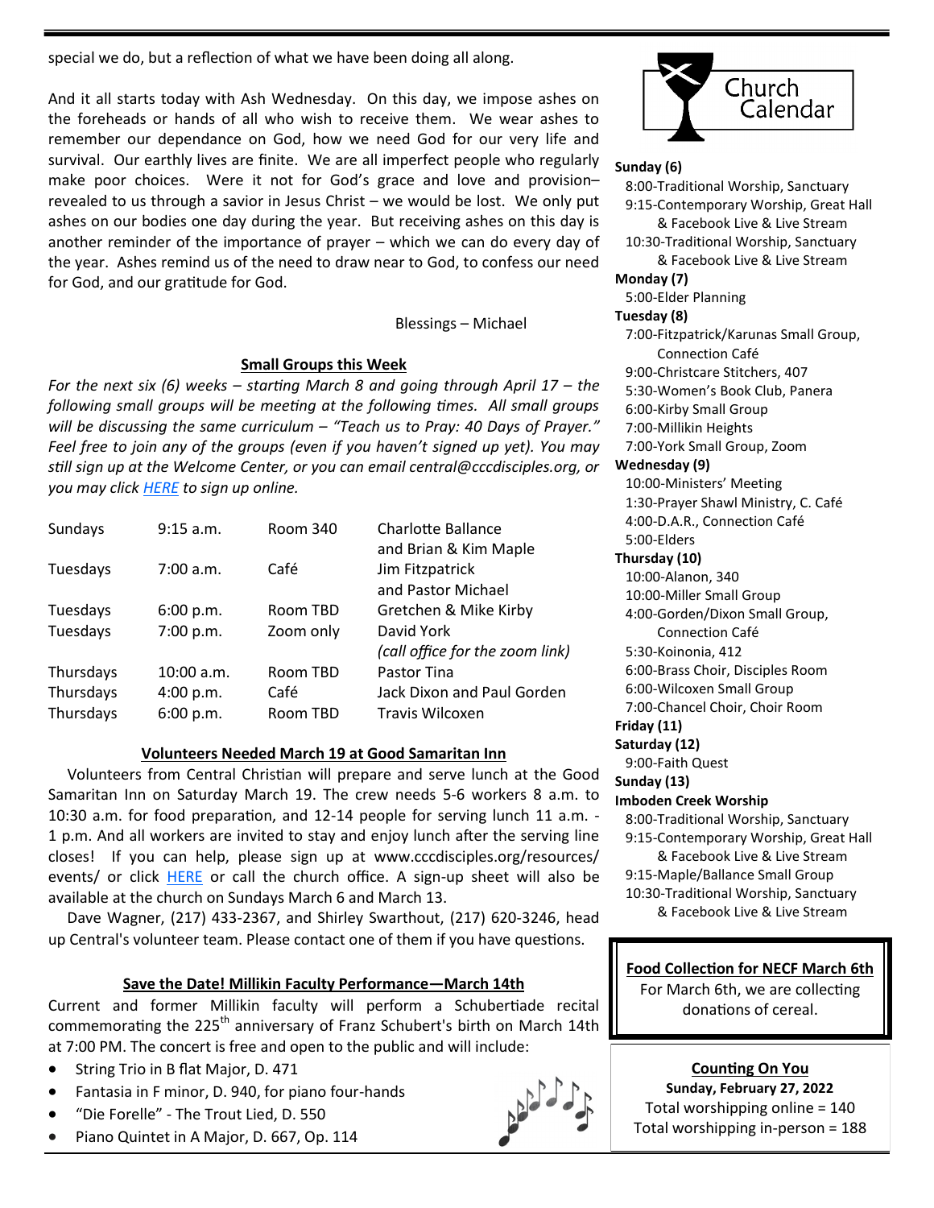special we do, but a reflection of what we have been doing all along.

And it all starts today with Ash Wednesday. On this day, we impose ashes on the foreheads or hands of all who wish to receive them. We wear ashes to remember our dependance on God, how we need God for our very life and survival. Our earthly lives are finite. We are all imperfect people who regularly make poor choices. Were it not for God's grace and love and provision– revealed to us through a savior in Jesus Christ – we would be lost. We only put ashes on our bodies one day during the year. But receiving ashes on this day is another reminder of the importance of prayer – which we can do every day of the year. Ashes remind us of the need to draw near to God, to confess our need for God, and our gratitude for God.

Blessings – Michael

## Small Groups this Week

*For the next six (6) weeks – starting March 8 and going through April 17 – the following small groups will be meeting at the following times. All small groups will be discussing the same curriculum – "Teach us to Pray: 40 Days of Prayer." Feel free to join any of the groups (even if you haven't signed up yet). You may still sign up at the Welcome Center, or you can email central@cccdisciples.org, or you may click HERE to sign up online.*

| Day | Time | Location | Leader(s) |
|---|---|---|---|
| Sundays | 9:15 a.m. | Room 340 | Charlotte Ballance and Brian & Kim Maple |
| Tuesdays | 7:00 a.m. | Café | Jim Fitzpatrick and Pastor Michael |
| Tuesdays | 6:00 p.m. | Room TBD | Gretchen & Mike Kirby |
| Tuesdays | 7:00 p.m. | Zoom only | David York *(call office for the zoom link)* |
| Thursdays | 10:00 a.m. | Room TBD | Pastor Tina |
| Thursdays | 4:00 p.m. | Café | Jack Dixon and Paul Gorden |
| Thursdays | 6:00 p.m. | Room TBD | Travis Wilcoxen |

## Volunteers Needed March 19 at Good Samaritan Inn

Volunteers from Central Christian will prepare and serve lunch at the Good Samaritan Inn on Saturday March 19. The crew needs 5-6 workers 8 a.m. to 10:30 a.m. for food preparation, and 12-14 people for serving lunch 11 a.m. - 1 p.m. And all workers are invited to stay and enjoy lunch after the serving line closes! If you can help, please sign up at www.cccdisciples.org/resources/events/ or click HERE or call the church office. A sign-up sheet will also be available at the church on Sundays March 6 and March 13.

Dave Wagner, (217) 433-2367, and Shirley Swarthout, (217) 620-3246, head up Central's volunteer team. Please contact one of them if you have questions.

## Save the Date! Millikin Faculty Performance—March 14th

Current and former Millikin faculty will perform a Schubertiade recital commemorating the 225th anniversary of Franz Schubert's birth on March 14th at 7:00 PM. The concert is free and open to the public and will include:

- String Trio in B flat Major, D. 471
- Fantasia in F minor, D. 940, for piano four-hands
- "Die Forelle" - The Trout Lied, D. 550
- Piano Quintet in A Major, D. 667, Op. 114

## Church Calendar

**Sunday (6)**
- 8:00-Traditional Worship, Sanctuary
- 9:15-Contemporary Worship, Great Hall & Facebook Live & Live Stream
- 10:30-Traditional Worship, Sanctuary & Facebook Live & Live Stream

**Monday (7)**
- 5:00-Elder Planning

**Tuesday (8)**
- 7:00-Fitzpatrick/Karunas Small Group, Connection Café
- 9:00-Christcare Stitchers, 407
- 5:30-Women's Book Club, Panera
- 6:00-Kirby Small Group
- 7:00-Millikin Heights
- 7:00-York Small Group, Zoom

**Wednesday (9)**
- 10:00-Ministers' Meeting
- 1:30-Prayer Shawl Ministry, C. Café
- 4:00-D.A.R., Connection Café
- 5:00-Elders

**Thursday (10)**
- 10:00-Alanon, 340
- 10:00-Miller Small Group
- 4:00-Gorden/Dixon Small Group, Connection Café
- 5:30-Koinonia, 412
- 6:00-Brass Choir, Disciples Room
- 6:00-Wilcoxen Small Group
- 7:00-Chancel Choir, Choir Room

**Friday (11)**

**Saturday (12)**
- 9:00-Faith Quest

**Sunday (13)**

**Imboden Creek Worship**
- 8:00-Traditional Worship, Sanctuary
- 9:15-Contemporary Worship, Great Hall & Facebook Live & Live Stream
- 9:15-Maple/Ballance Small Group
- 10:30-Traditional Worship, Sanctuary & Facebook Live & Live Stream

## Food Collection for NECF March 6th

For March 6th, we are collecting donations of cereal.

## Counting On You

**Sunday, February 27, 2022**

Total worshipping online = 140

Total worshipping in-person = 188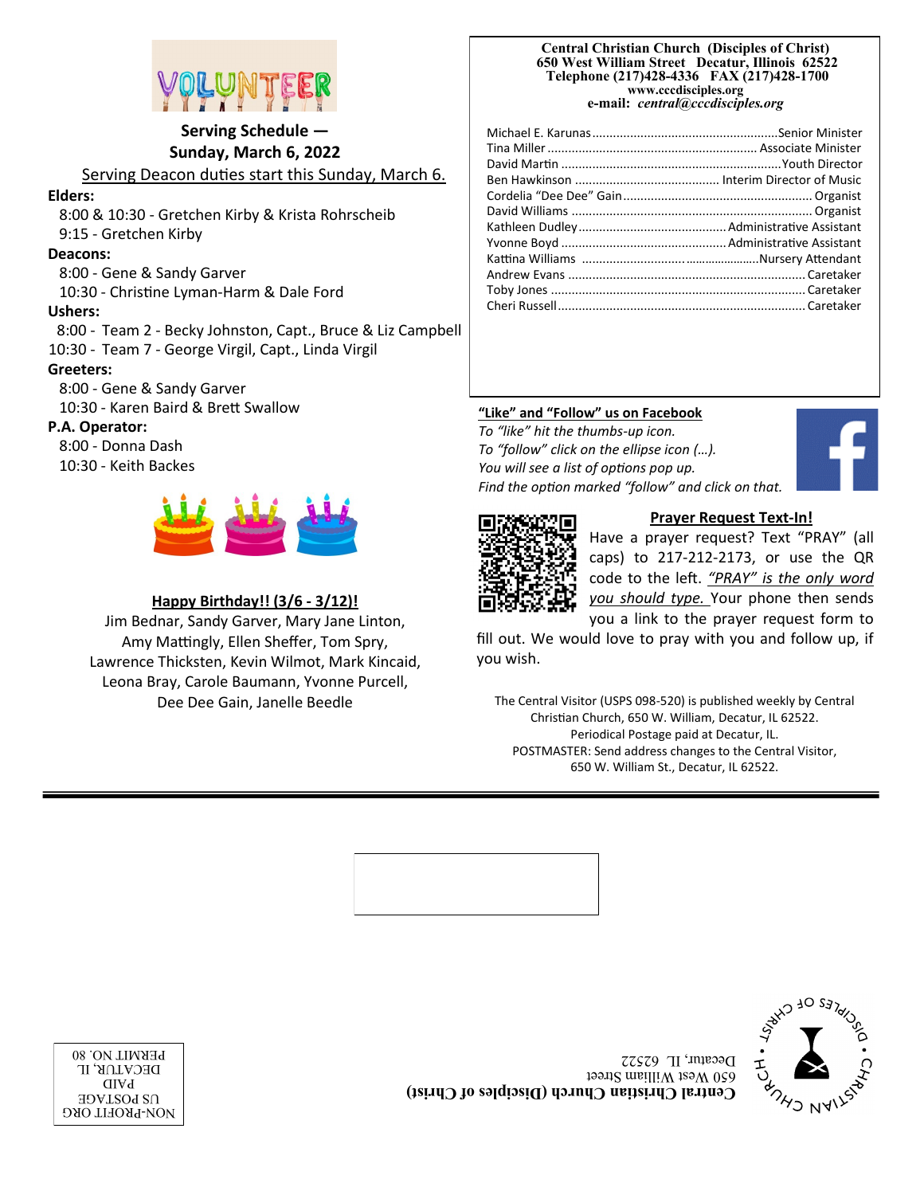**Serving Schedule — Sunday, March 6, 2022**

Serving Deacon duties start this Sunday, March 6.

**Elders:**
8:00 & 10:30 - Gretchen Kirby & Krista Rohrscheib
9:15 - Gretchen Kirby

**Deacons:**
8:00 - Gene & Sandy Garver
10:30 - Christine Lyman-Harm & Dale Ford

**Ushers:**
8:00 - Team 2 - Becky Johnston, Capt., Bruce & Liz Campbell
10:30 - Team 7 - George Virgil, Capt., Linda Virgil

**Greeters:**
8:00 - Gene & Sandy Garver
10:30 - Karen Baird & Brett Swallow

**P.A. Operator:**
8:00 - Donna Dash
10:30 - Keith Backes

**Happy Birthday!! (3/6 - 3/12)!**

Jim Bednar, Sandy Garver, Mary Jane Linton, Amy Mattingly, Ellen Sheffer, Tom Spry, Lawrence Thickston, Kevin Wilmot, Mark Kincaid, Leona Bray, Carole Baumann, Yvonne Purcell, Dee Dee Gain, Janelle Beedle

**Central Christian Church (Disciples of Christ)**
**650 West William Street Decatur, Illinois 62522**
**Telephone (217)428-4336 FAX (217)428-1700**
**www.cccdisciples.org**
**e-mail:** *central@cccdisciples.org*

| | |
|---|---|
| Michael E. Karunas | Senior Minister |
| Tina Miller | Associate Minister |
| David Martin | Youth Director |
| Ben Hawkinson | Interim Director of Music |
| Cordelia "Dee Dee" Gain | Organist |
| David Williams | Organist |
| Kathleen Dudley | Administrative Assistant |
| Yvonne Boyd | Administrative Assistant |
| Kattina Williams | Nursery Attendant |
| Andrew Evans | Caretaker |
| Toby Jones | Caretaker |
| Cheri Russell | Caretaker |

**"Like" and "Follow" us on Facebook**

*To "like" hit the thumbs-up icon.*
*To "follow" click on the ellipse icon (…).*
*You will see a list of options pop up.*
*Find the option marked "follow" and click on that.*

**Prayer Request Text-In!**

Have a prayer request? Text "PRAY" (all caps) to 217-212-2173, or use the QR code to the left. *"PRAY" is the only word you should type.* Your phone then sends you a link to the prayer request form to fill out. We would love to pray with you and follow up, if you wish.

The Central Visitor (USPS 098-520) is published weekly by Central Christian Church, 650 W. William, Decatur, IL 62522.
Periodical Postage paid at Decatur, IL.
POSTMASTER: Send address changes to the Central Visitor, 650 W. William St., Decatur, IL 62522.

**Central Christian Church (Disciples of Christ)**
650 West William Street
Decatur, IL 62522

DISCIPLES OF CHRIST • CHRISTIAN CHURCH •

NON-PROFIT ORG
US POSTAGE
PAID
DECATUR, IL
PERMIT NO. 80